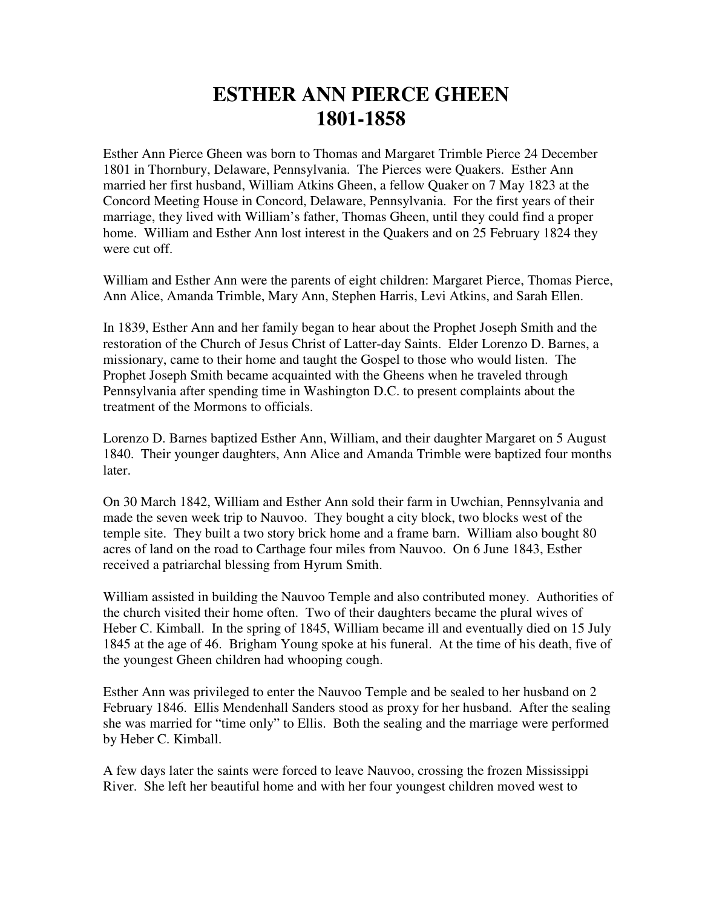# ESTHER ANN PIERCE GHEEN
# 1801-1858

Esther Ann Pierce Gheen was born to Thomas and Margaret Trimble Pierce 24 December 1801 in Thornbury, Delaware, Pennsylvania. The Pierces were Quakers. Esther Ann married her first husband, William Atkins Gheen, a fellow Quaker on 7 May 1823 at the Concord Meeting House in Concord, Delaware, Pennsylvania. For the first years of their marriage, they lived with William's father, Thomas Gheen, until they could find a proper home. William and Esther Ann lost interest in the Quakers and on 25 February 1824 they were cut off.

William and Esther Ann were the parents of eight children: Margaret Pierce, Thomas Pierce, Ann Alice, Amanda Trimble, Mary Ann, Stephen Harris, Levi Atkins, and Sarah Ellen.

In 1839, Esther Ann and her family began to hear about the Prophet Joseph Smith and the restoration of the Church of Jesus Christ of Latter-day Saints. Elder Lorenzo D. Barnes, a missionary, came to their home and taught the Gospel to those who would listen. The Prophet Joseph Smith became acquainted with the Gheens when he traveled through Pennsylvania after spending time in Washington D.C. to present complaints about the treatment of the Mormons to officials.

Lorenzo D. Barnes baptized Esther Ann, William, and their daughter Margaret on 5 August 1840. Their younger daughters, Ann Alice and Amanda Trimble were baptized four months later.

On 30 March 1842, William and Esther Ann sold their farm in Uwchian, Pennsylvania and made the seven week trip to Nauvoo. They bought a city block, two blocks west of the temple site. They built a two story brick home and a frame barn. William also bought 80 acres of land on the road to Carthage four miles from Nauvoo. On 6 June 1843, Esther received a patriarchal blessing from Hyrum Smith.

William assisted in building the Nauvoo Temple and also contributed money. Authorities of the church visited their home often. Two of their daughters became the plural wives of Heber C. Kimball. In the spring of 1845, William became ill and eventually died on 15 July 1845 at the age of 46. Brigham Young spoke at his funeral. At the time of his death, five of the youngest Gheen children had whooping cough.

Esther Ann was privileged to enter the Nauvoo Temple and be sealed to her husband on 2 February 1846. Ellis Mendenhall Sanders stood as proxy for her husband. After the sealing she was married for "time only" to Ellis. Both the sealing and the marriage were performed by Heber C. Kimball.

A few days later the saints were forced to leave Nauvoo, crossing the frozen Mississippi River. She left her beautiful home and with her four youngest children moved west to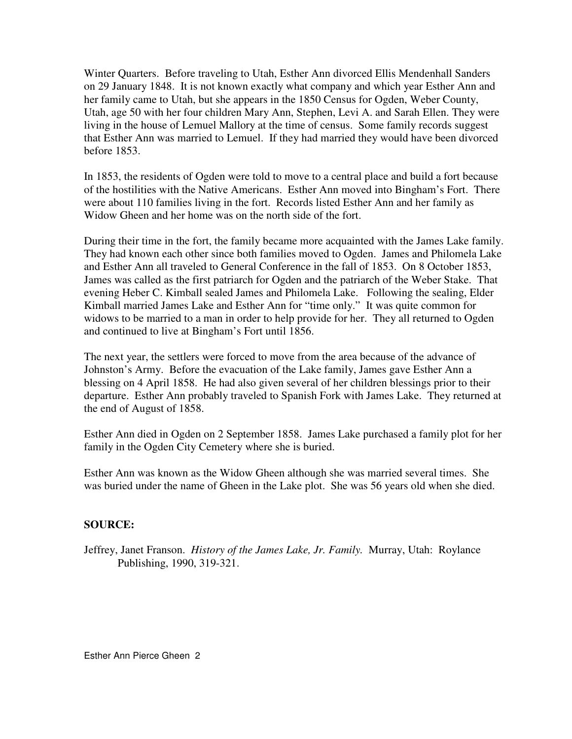Winter Quarters. Before traveling to Utah, Esther Ann divorced Ellis Mendenhall Sanders on 29 January 1848. It is not known exactly what company and which year Esther Ann and her family came to Utah, but she appears in the 1850 Census for Ogden, Weber County, Utah, age 50 with her four children Mary Ann, Stephen, Levi A. and Sarah Ellen. They were living in the house of Lemuel Mallory at the time of census. Some family records suggest that Esther Ann was married to Lemuel. If they had married they would have been divorced before 1853.

In 1853, the residents of Ogden were told to move to a central place and build a fort because of the hostilities with the Native Americans. Esther Ann moved into Bingham's Fort. There were about 110 families living in the fort. Records listed Esther Ann and her family as Widow Gheen and her home was on the north side of the fort.

During their time in the fort, the family became more acquainted with the James Lake family. They had known each other since both families moved to Ogden. James and Philomela Lake and Esther Ann all traveled to General Conference in the fall of 1853. On 8 October 1853, James was called as the first patriarch for Ogden and the patriarch of the Weber Stake. That evening Heber C. Kimball sealed James and Philomela Lake. Following the sealing, Elder Kimball married James Lake and Esther Ann for "time only." It was quite common for widows to be married to a man in order to help provide for her. They all returned to Ogden and continued to live at Bingham's Fort until 1856.

The next year, the settlers were forced to move from the area because of the advance of Johnston's Army. Before the evacuation of the Lake family, James gave Esther Ann a blessing on 4 April 1858. He had also given several of her children blessings prior to their departure. Esther Ann probably traveled to Spanish Fork with James Lake. They returned at the end of August of 1858.

Esther Ann died in Ogden on 2 September 1858. James Lake purchased a family plot for her family in the Ogden City Cemetery where she is buried.

Esther Ann was known as the Widow Gheen although she was married several times. She was buried under the name of Gheen in the Lake plot. She was 56 years old when she died.

**SOURCE:**

Jeffrey, Janet Franson. *History of the James Lake, Jr. Family.* Murray, Utah: Roylance Publishing, 1990, 319-321.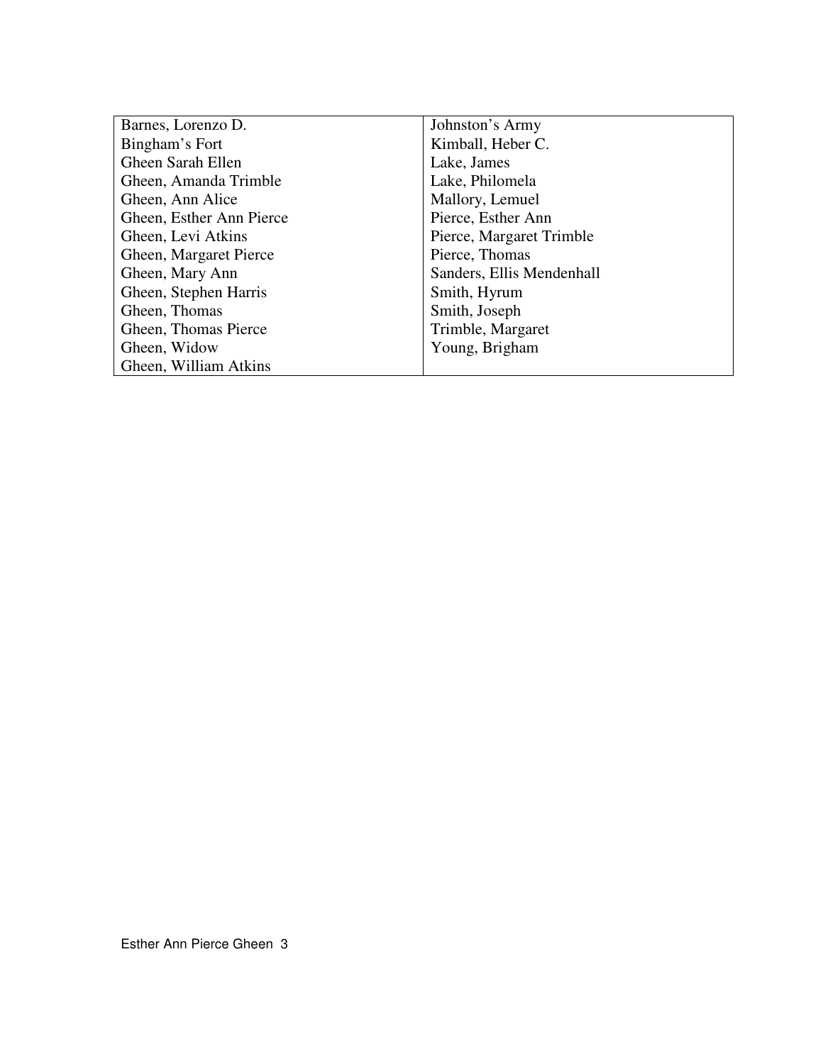| | |
|---|---|
| Barnes, Lorenzo D. | Johnston's Army |
| Bingham's Fort | Kimball, Heber C. |
| Gheen Sarah Ellen | Lake, James |
| Gheen, Amanda Trimble | Lake, Philomela |
| Gheen, Ann Alice | Mallory, Lemuel |
| Gheen, Esther Ann Pierce | Pierce, Esther Ann |
| Gheen, Levi Atkins | Pierce, Margaret Trimble |
| Gheen, Margaret Pierce | Pierce, Thomas |
| Gheen, Mary Ann | Sanders, Ellis Mendenhall |
| Gheen, Stephen Harris | Smith, Hyrum |
| Gheen, Thomas | Smith, Joseph |
| Gheen, Thomas Pierce | Trimble, Margaret |
| Gheen, Widow | Young, Brigham |
| Gheen, William Atkins | |